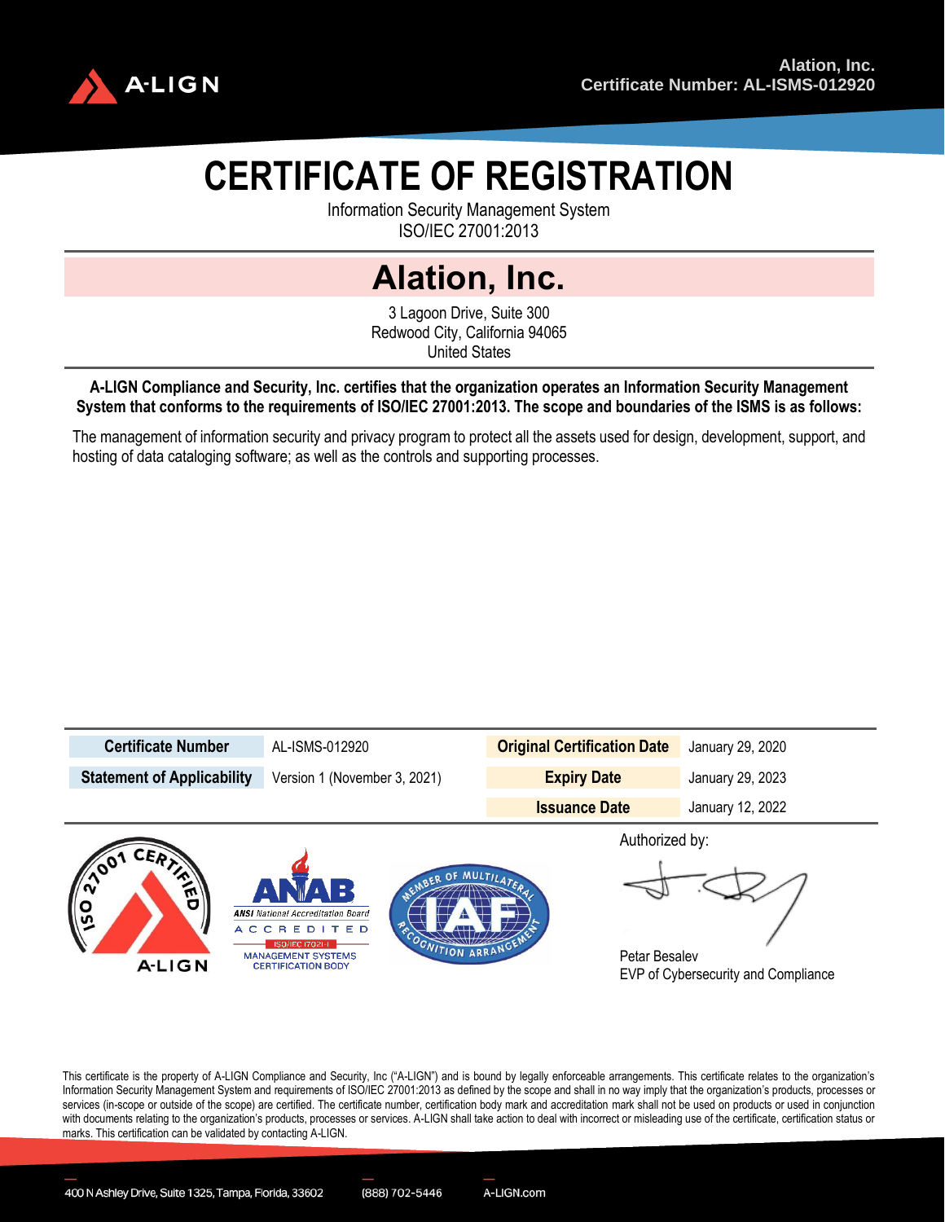Alation, Inc.
Certificate Number: AL-ISMS-012920

# CERTIFICATE OF REGISTRATION

Information Security Management System
ISO/IEC 27001:2013

## Alation, Inc.

3 Lagoon Drive, Suite 300
Redwood City, California 94065
United States

**A-LIGN Compliance and Security, Inc. certifies that the organization operates an Information Security Management System that conforms to the requirements of ISO/IEC 27001:2013. The scope and boundaries of the ISMS is as follows:**

The management of information security and privacy program to protect all the assets used for design, development, support, and hosting of data cataloging software; as well as the controls and supporting processes.

| **Certificate Number** | AL-ISMS-012920 | **Original Certification Date** | January 29, 2020 |
|---|---|---|---|
| **Statement of Applicability** | Version 1 (November 3, 2021) | **Expiry Date** | January 29, 2023 |
| | | **Issuance Date** | January 12, 2022 |

ISO 27001 CERTIFIED A-LIGN

ANAB ANSI National Accreditation Board ACCREDITED ISO/IEC 17021-1 MANAGEMENT SYSTEMS CERTIFICATION BODY

MEMBER OF MULTILATERAL IAF RECOGNITION ARRANGEMENT

Authorized by:

Petar Besalev
EVP of Cybersecurity and Compliance

This certificate is the property of A-LIGN Compliance and Security, Inc ("A-LIGN") and is bound by legally enforceable arrangements. This certificate relates to the organization's Information Security Management System and requirements of ISO/IEC 27001:2013 as defined by the scope and shall in no way imply that the organization's products, processes or services (in-scope or outside of the scope) are certified. The certificate number, certification body mark and accreditation mark shall not be used on products or used in conjunction with documents relating to the organization's products, processes or services. A-LIGN shall take action to deal with incorrect or misleading use of the certificate, certification status or marks. This certification can be validated by contacting A-LIGN.

400 N Ashley Drive, Suite 1325, Tampa, Florida, 33602 | (888) 702-5446 | A-LIGN.com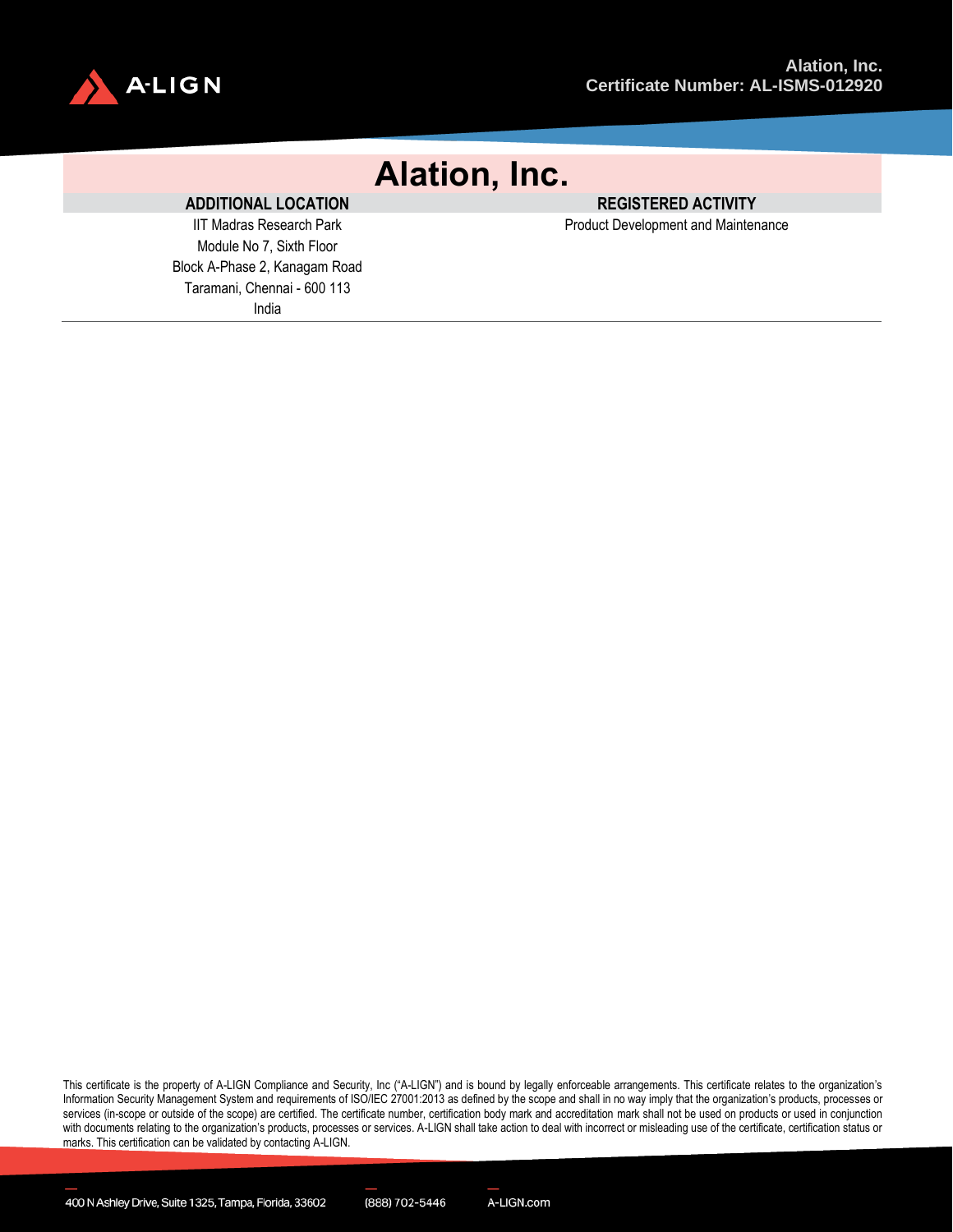# Alation, Inc.

| ADDITIONAL LOCATION | REGISTERED ACTIVITY |
| --- | --- |
| IIT Madras Research Park<br>Module No 7, Sixth Floor<br>Block A-Phase 2, Kanagam Road<br>Taramani, Chennai - 600 113<br>India | Product Development and Maintenance |

This certificate is the property of A-LIGN Compliance and Security, Inc ("A-LIGN") and is bound by legally enforceable arrangements. This certificate relates to the organization's Information Security Management System and requirements of ISO/IEC 27001:2013 as defined by the scope and shall in no way imply that the organization's products, processes or services (in-scope or outside of the scope) are certified. The certificate number, certification body mark and accreditation mark shall not be used on products or used in conjunction with documents relating to the organization's products, processes or services. A-LIGN shall take action to deal with incorrect or misleading use of the certificate, certification status or marks. This certification can be validated by contacting A-LIGN.